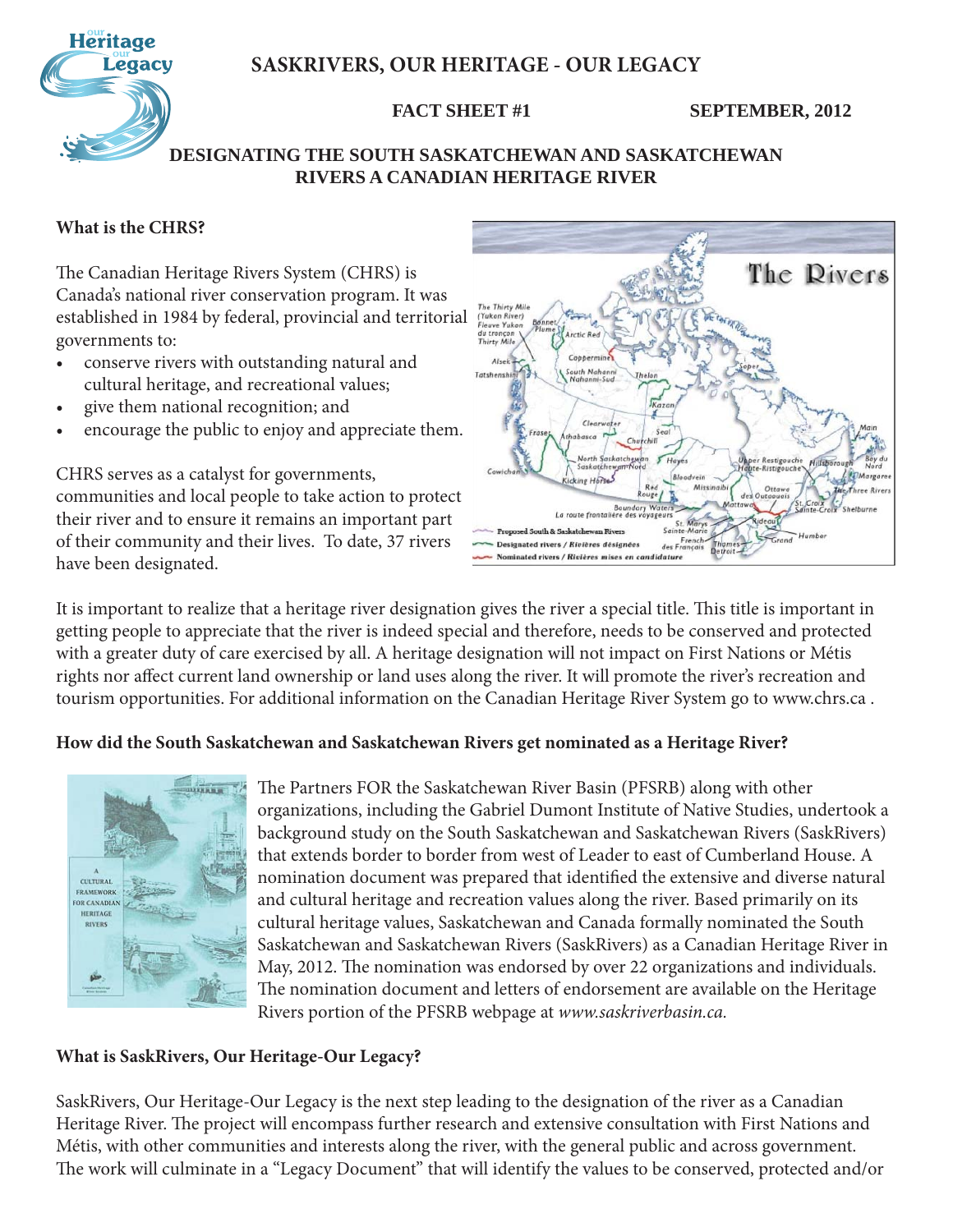# SASKRIVERS, OUR HERITAGE - OUR LEGACY

**FACT SHEET #1** **SEPTEMBER, 2012**

## DESIGNATING THE SOUTH SASKATCHEWAN AND SASKATCHEWAN RIVERS A CANADIAN HERITAGE RIVER

### What is the CHRS?

The Canadian Heritage Rivers System (CHRS) is Canada's national river conservation program. It was established in 1984 by federal, provincial and territorial governments to:

- conserve rivers with outstanding natural and cultural heritage, and recreational values;
- give them national recognition; and
- encourage the public to enjoy and appreciate them.

CHRS serves as a catalyst for governments, communities and local people to take action to protect their river and to ensure it remains an important part of their community and their lives. To date, 37 rivers have been designated.

It is important to realize that a heritage river designation gives the river a special title. This title is important in getting people to appreciate that the river is indeed special and therefore, needs to be conserved and protected with a greater duty of care exercised by all. A heritage designation will not impact on First Nations or Métis rights nor affect current land ownership or land uses along the river. It will promote the river's recreation and tourism opportunities. For additional information on the Canadian Heritage River System go to www.chrs.ca .

### How did the South Saskatchewan and Saskatchewan Rivers get nominated as a Heritage River?

The Partners FOR the Saskatchewan River Basin (PFSRB) along with other organizations, including the Gabriel Dumont Institute of Native Studies, undertook a background study on the South Saskatchewan and Saskatchewan Rivers (SaskRivers) that extends border to border from west of Leader to east of Cumberland House. A nomination document was prepared that identified the extensive and diverse natural and cultural heritage and recreation values along the river. Based primarily on its cultural heritage values, Saskatchewan and Canada formally nominated the South Saskatchewan and Saskatchewan Rivers (SaskRivers) as a Canadian Heritage River in May, 2012. The nomination was endorsed by over 22 organizations and individuals. The nomination document and letters of endorsement are available on the Heritage Rivers portion of the PFSRB webpage at *www.saskriverbasin.ca.*

### What is SaskRivers, Our Heritage-Our Legacy?

SaskRivers, Our Heritage-Our Legacy is the next step leading to the designation of the river as a Canadian Heritage River. The project will encompass further research and extensive consultation with First Nations and Métis, with other communities and interests along the river, with the general public and across government. The work will culminate in a "Legacy Document" that will identify the values to be conserved, protected and/or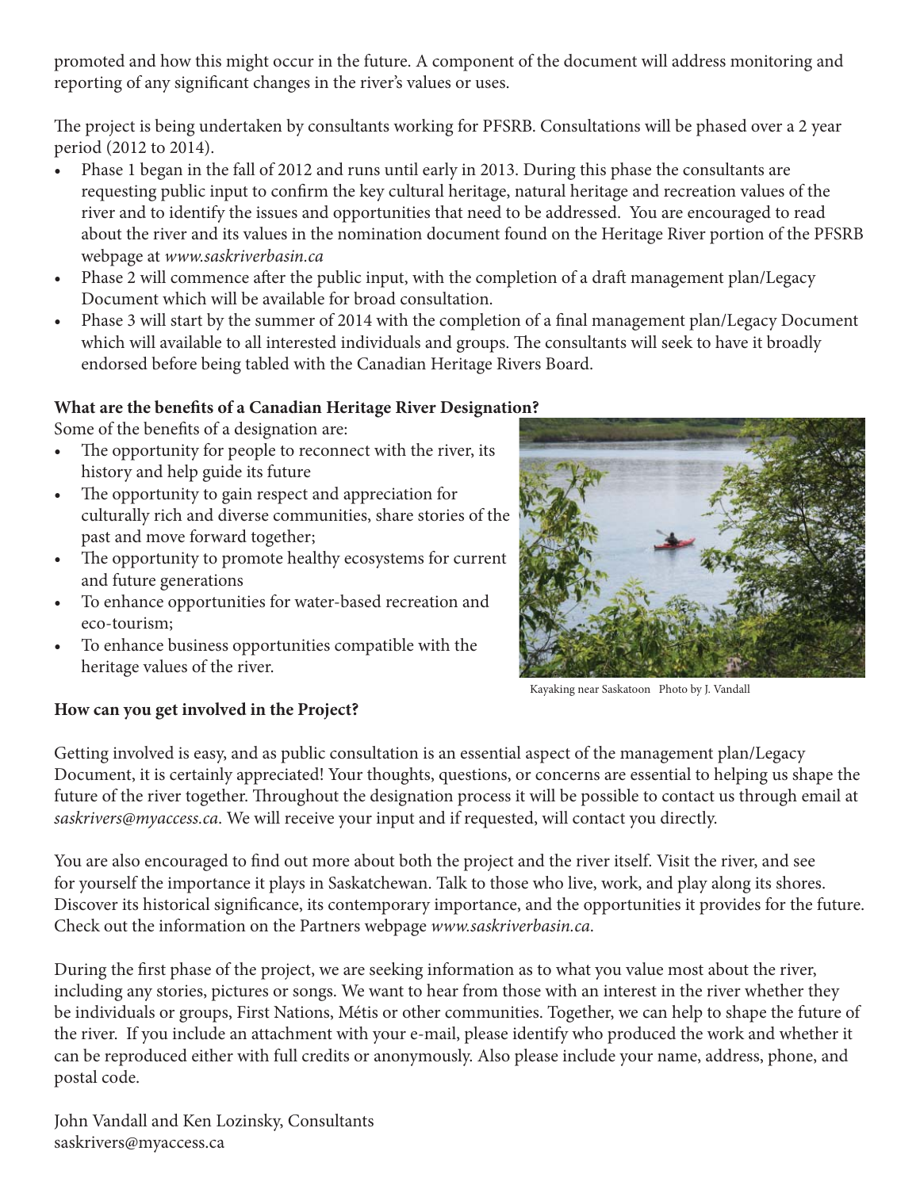promoted and how this might occur in the future. A component of the document will address monitoring and reporting of any significant changes in the river's values or uses.

The project is being undertaken by consultants working for PFSRB. Consultations will be phased over a 2 year period (2012 to 2014).

- Phase 1 began in the fall of 2012 and runs until early in 2013. During this phase the consultants are requesting public input to confirm the key cultural heritage, natural heritage and recreation values of the river and to identify the issues and opportunities that need to be addressed. You are encouraged to read about the river and its values in the nomination document found on the Heritage River portion of the PFSRB webpage at *www.saskriverbasin.ca*
- Phase 2 will commence after the public input, with the completion of a draft management plan/Legacy Document which will be available for broad consultation.
- Phase 3 will start by the summer of 2014 with the completion of a final management plan/Legacy Document which will available to all interested individuals and groups. The consultants will seek to have it broadly endorsed before being tabled with the Canadian Heritage Rivers Board.

**What are the benefits of a Canadian Heritage River Designation?**

Some of the benefits of a designation are:

- The opportunity for people to reconnect with the river, its history and help guide its future
- The opportunity to gain respect and appreciation for culturally rich and diverse communities, share stories of the past and move forward together;
- The opportunity to promote healthy ecosystems for current and future generations
- To enhance opportunities for water-based recreation and eco-tourism;
- To enhance business opportunities compatible with the heritage values of the river.

Kayaking near Saskatoon Photo by J. Vandall

**How can you get involved in the Project?**

Getting involved is easy, and as public consultation is an essential aspect of the management plan/Legacy Document, it is certainly appreciated! Your thoughts, questions, or concerns are essential to helping us shape the future of the river together. Throughout the designation process it will be possible to contact us through email at *saskrivers@myaccess.ca*. We will receive your input and if requested, will contact you directly.

You are also encouraged to find out more about both the project and the river itself. Visit the river, and see for yourself the importance it plays in Saskatchewan. Talk to those who live, work, and play along its shores. Discover its historical significance, its contemporary importance, and the opportunities it provides for the future. Check out the information on the Partners webpage *www.saskriverbasin.ca*.

During the first phase of the project, we are seeking information as to what you value most about the river, including any stories, pictures or songs. We want to hear from those with an interest in the river whether they be individuals or groups, First Nations, Métis or other communities. Together, we can help to shape the future of the river. If you include an attachment with your e-mail, please identify who produced the work and whether it can be reproduced either with full credits or anonymously. Also please include your name, address, phone, and postal code.

John Vandall and Ken Lozinsky, Consultants
saskrivers@myaccess.ca